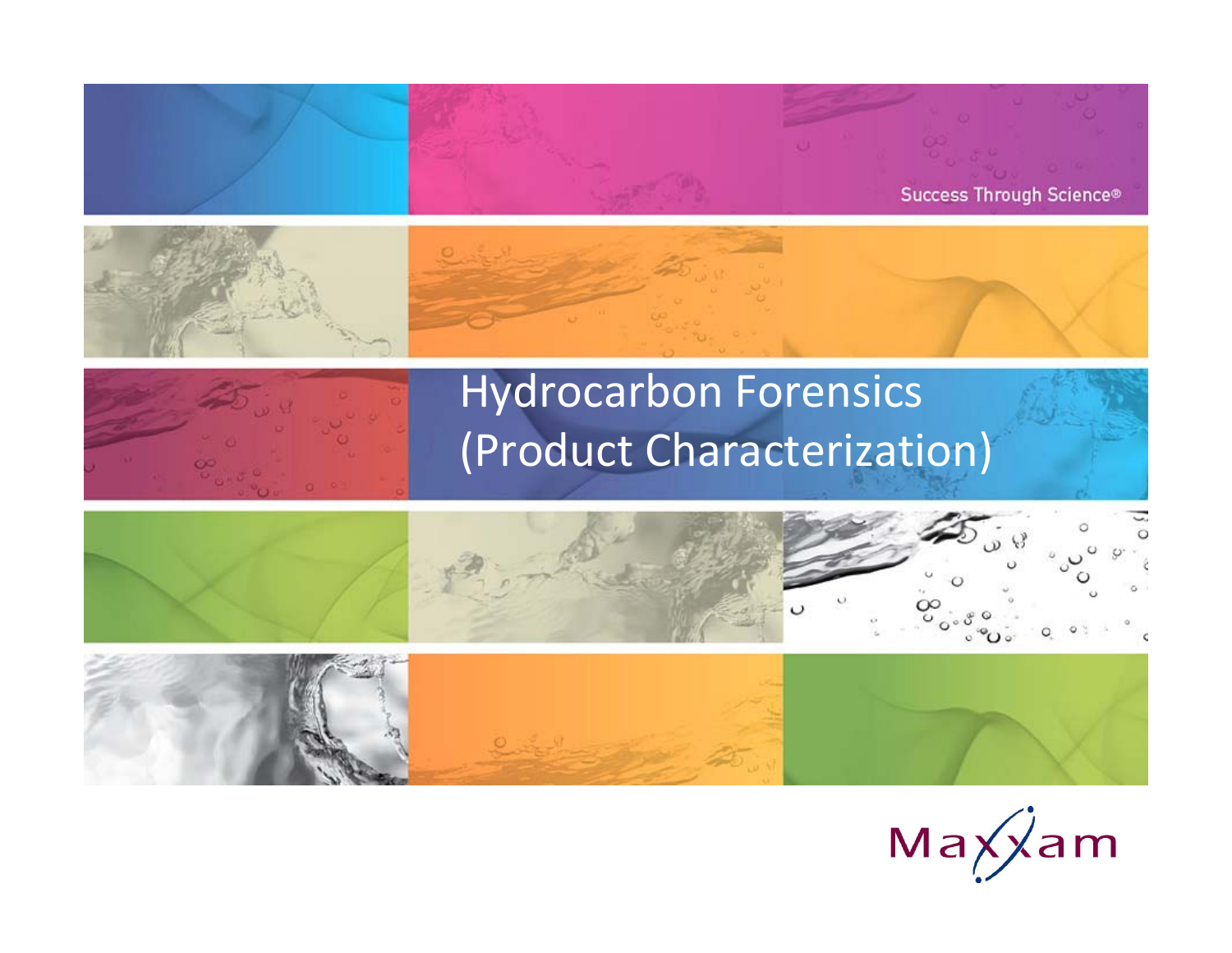Success Through Science®

# Hydrocarbon Forensics (Product Characterization)

Maxxam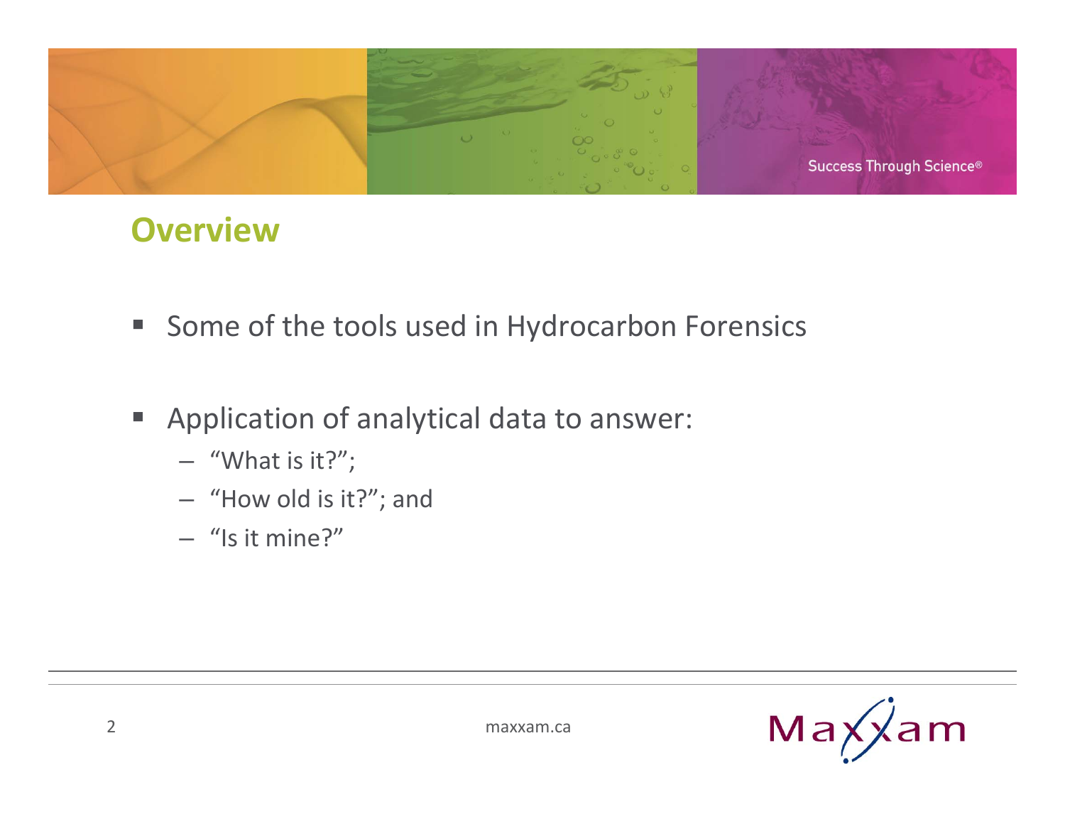## Overview

- Some of the tools used in Hydrocarbon Forensics
- Application of analytical data to answer:
  - "What is it?";
  - "How old is it?"; and
  - "Is it mine?"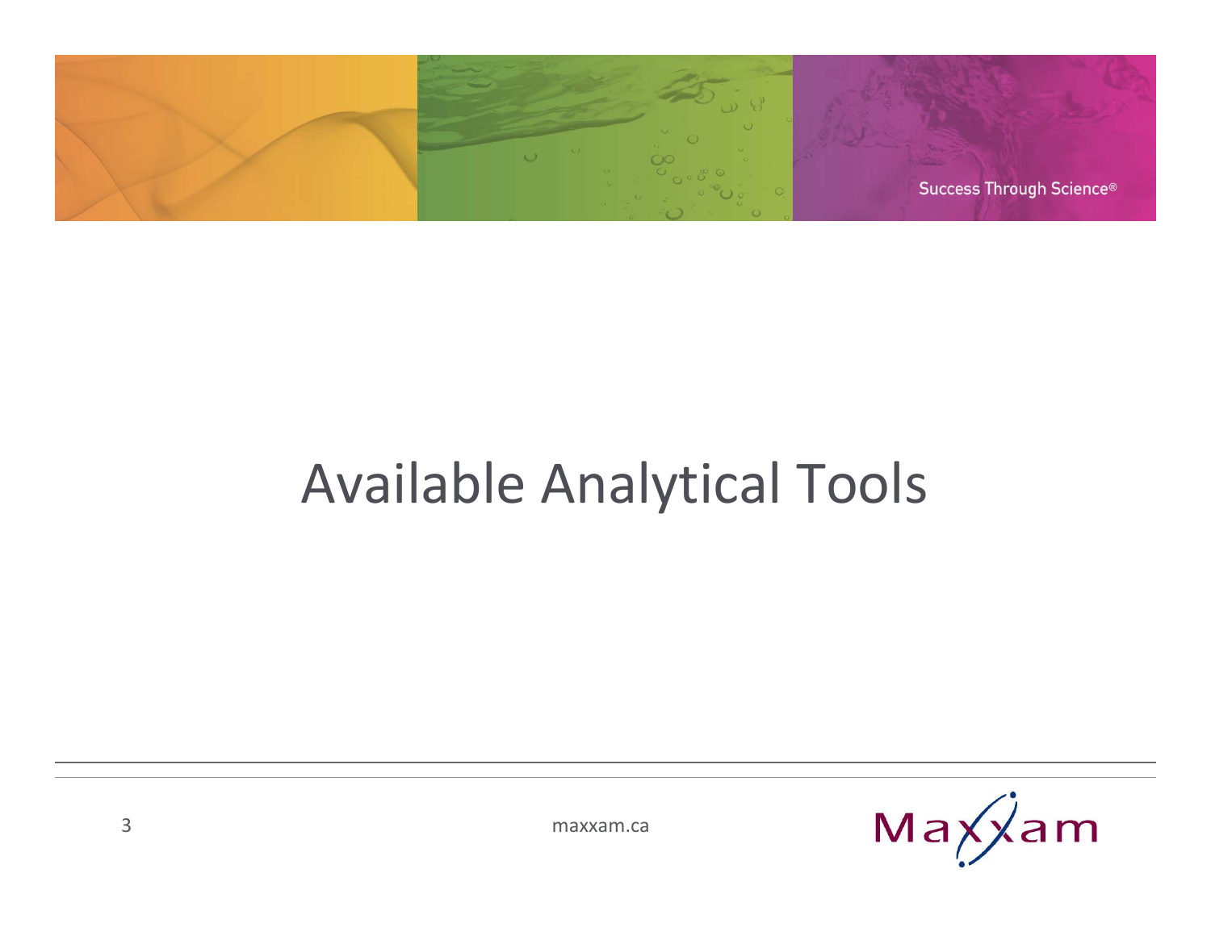# Available Analytical Tools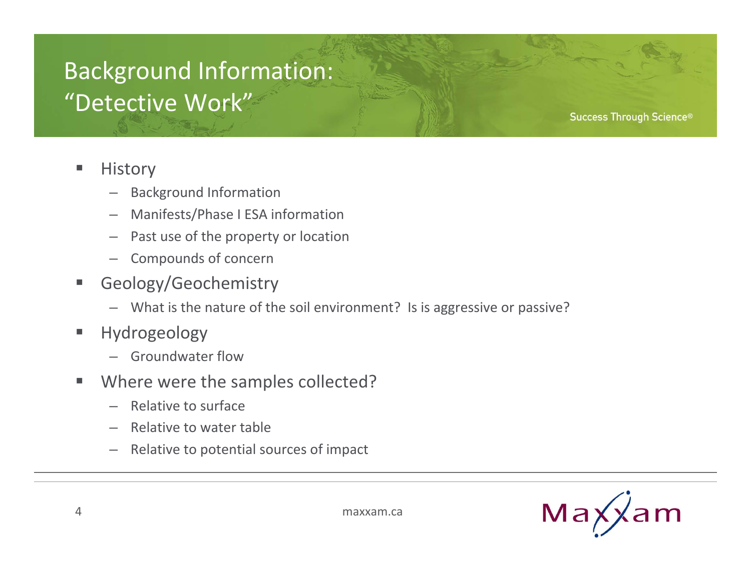# Background Information: "Detective Work"

- History
  - Background Information
  - Manifests/Phase I ESA information
  - Past use of the property or location
  - Compounds of concern
- Geology/Geochemistry
  - What is the nature of the soil environment? Is is aggressive or passive?
- Hydrogeology
  - Groundwater flow
- Where were the samples collected?
  - Relative to surface
  - Relative to water table
  - Relative to potential sources of impact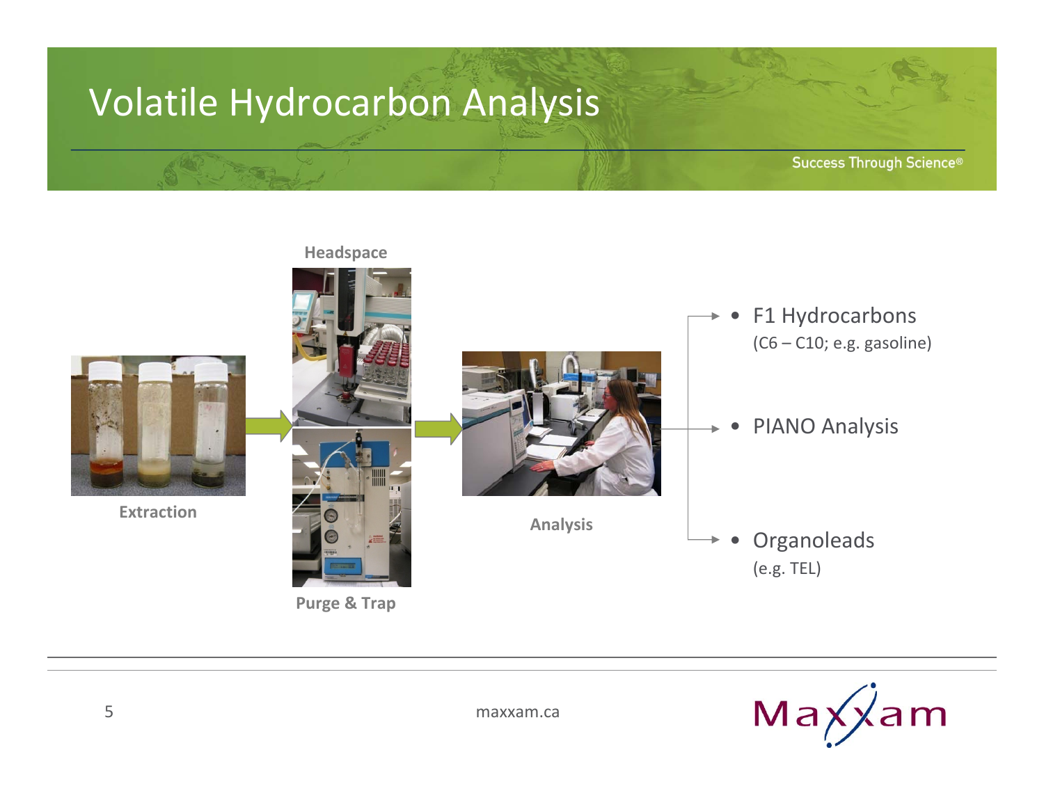# Volatile Hydrocarbon Analysis

Success Through Science®

Headspace

Extraction

Purge & Trap

Analysis

- F1 Hydrocarbons
  (C6 – C10; e.g. gasoline)
- PIANO Analysis
- Organoleads
  (e.g. TEL)

maxxam.ca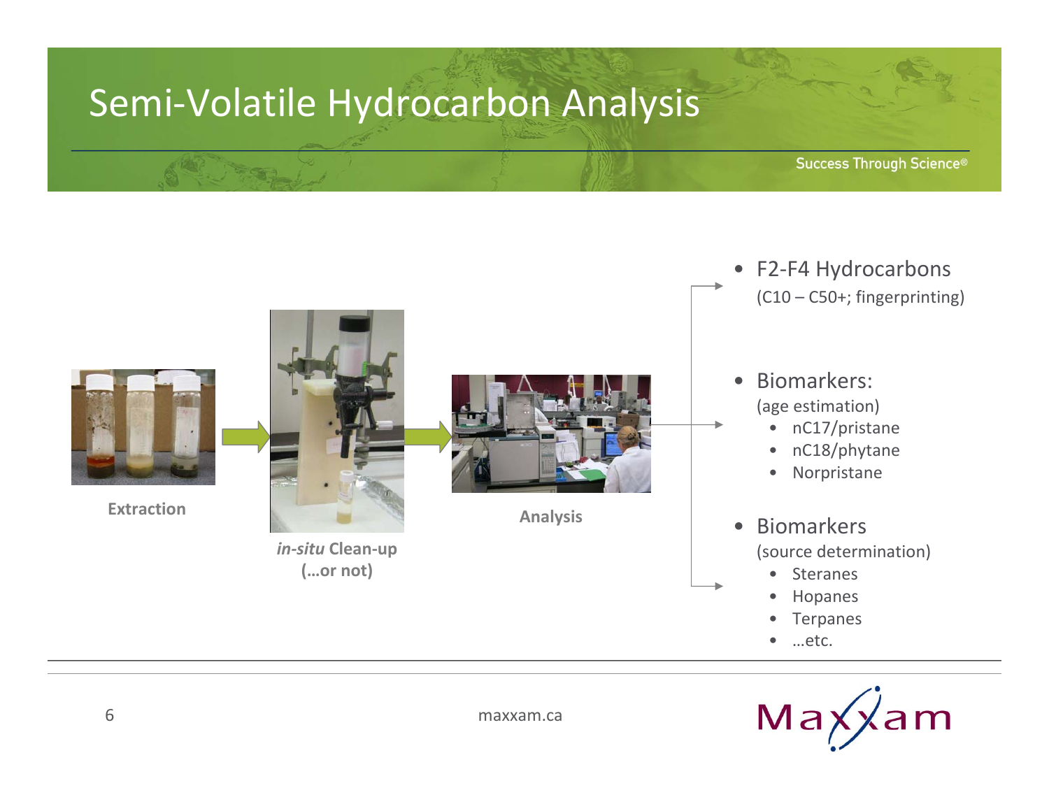# Semi-Volatile Hydrocarbon Analysis

Success Through Science®

**Extraction**

***in-situ* Clean-up (…or not)**

**Analysis**

- F2-F4 Hydrocarbons
  (C10 – C50+; fingerprinting)

- Biomarkers:
  (age estimation)
  - nC17/pristane
  - nC18/phytane
  - Norpristane

- Biomarkers
  (source determination)
  - Steranes
  - Hopanes
  - Terpanes
  - …etc.

maxxam.ca

Maxxam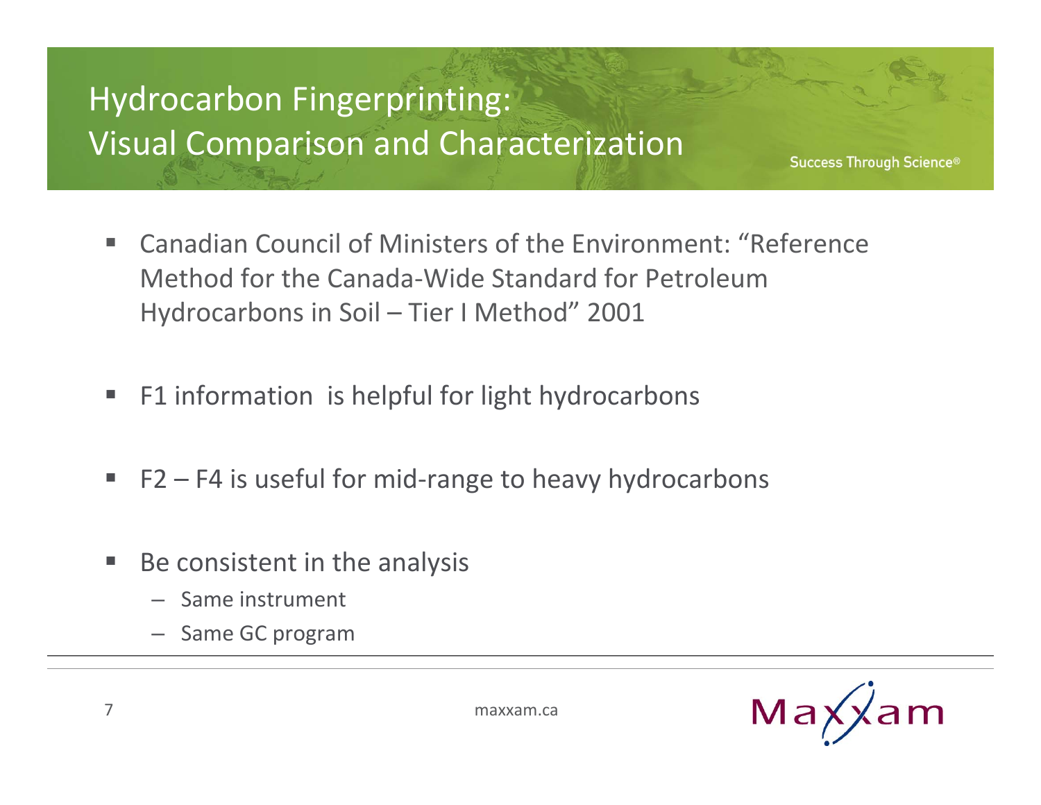# Hydrocarbon Fingerprinting: Visual Comparison and Characterization

- Canadian Council of Ministers of the Environment: "Reference Method for the Canada-Wide Standard for Petroleum Hydrocarbons in Soil – Tier I Method" 2001
- F1 information is helpful for light hydrocarbons
- F2 – F4 is useful for mid-range to heavy hydrocarbons
- Be consistent in the analysis
  - Same instrument
  - Same GC program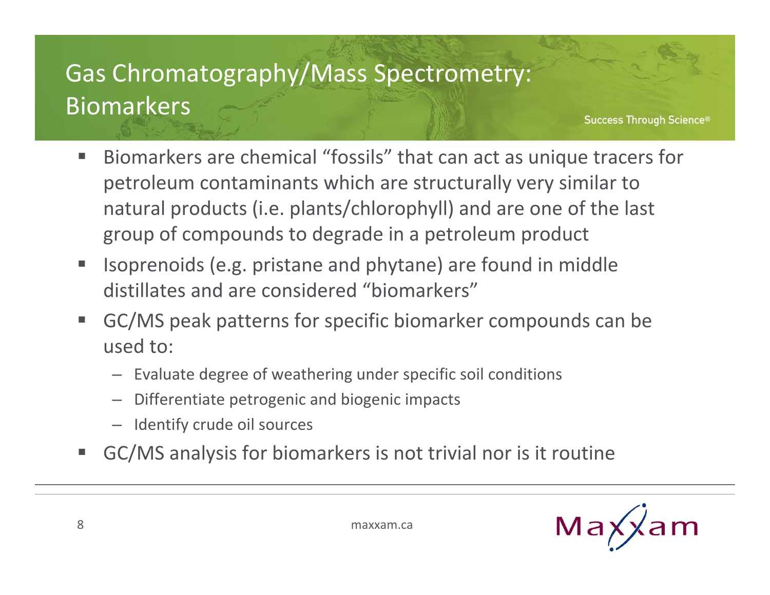# Gas Chromatography/Mass Spectrometry: Biomarkers

- Biomarkers are chemical "fossils" that can act as unique tracers for petroleum contaminants which are structurally very similar to natural products (i.e. plants/chlorophyll) and are one of the last group of compounds to degrade in a petroleum product
- Isoprenoids (e.g. pristane and phytane) are found in middle distillates and are considered "biomarkers"
- GC/MS peak patterns for specific biomarker compounds can be used to:
  - Evaluate degree of weathering under specific soil conditions
  - Differentiate petrogenic and biogenic impacts
  - Identify crude oil sources
- GC/MS analysis for biomarkers is not trivial nor is it routine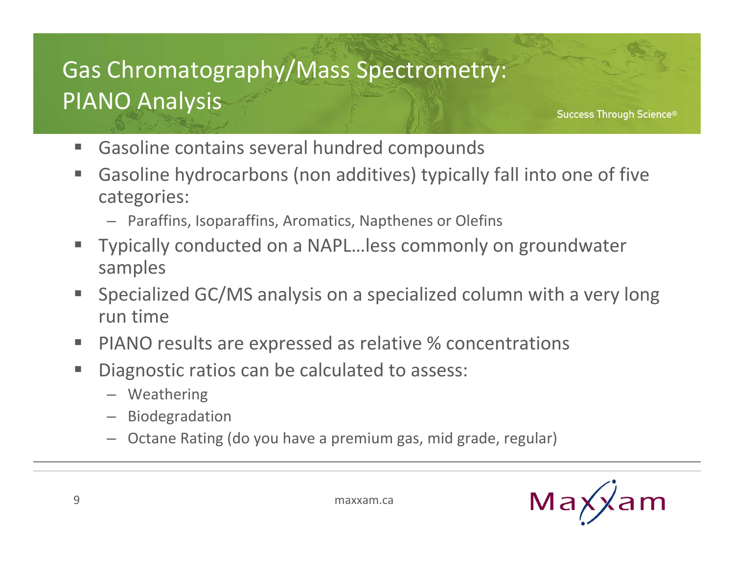# Gas Chromatography/Mass Spectrometry: PIANO Analysis

- Gasoline contains several hundred compounds
- Gasoline hydrocarbons (non additives) typically fall into one of five categories:
  - Paraffins, Isoparaffins, Aromatics, Napthenes or Olefins
- Typically conducted on a NAPL…less commonly on groundwater samples
- Specialized GC/MS analysis on a specialized column with a very long run time
- PIANO results are expressed as relative % concentrations
- Diagnostic ratios can be calculated to assess:
  - Weathering
  - Biodegradation
  - Octane Rating (do you have a premium gas, mid grade, regular)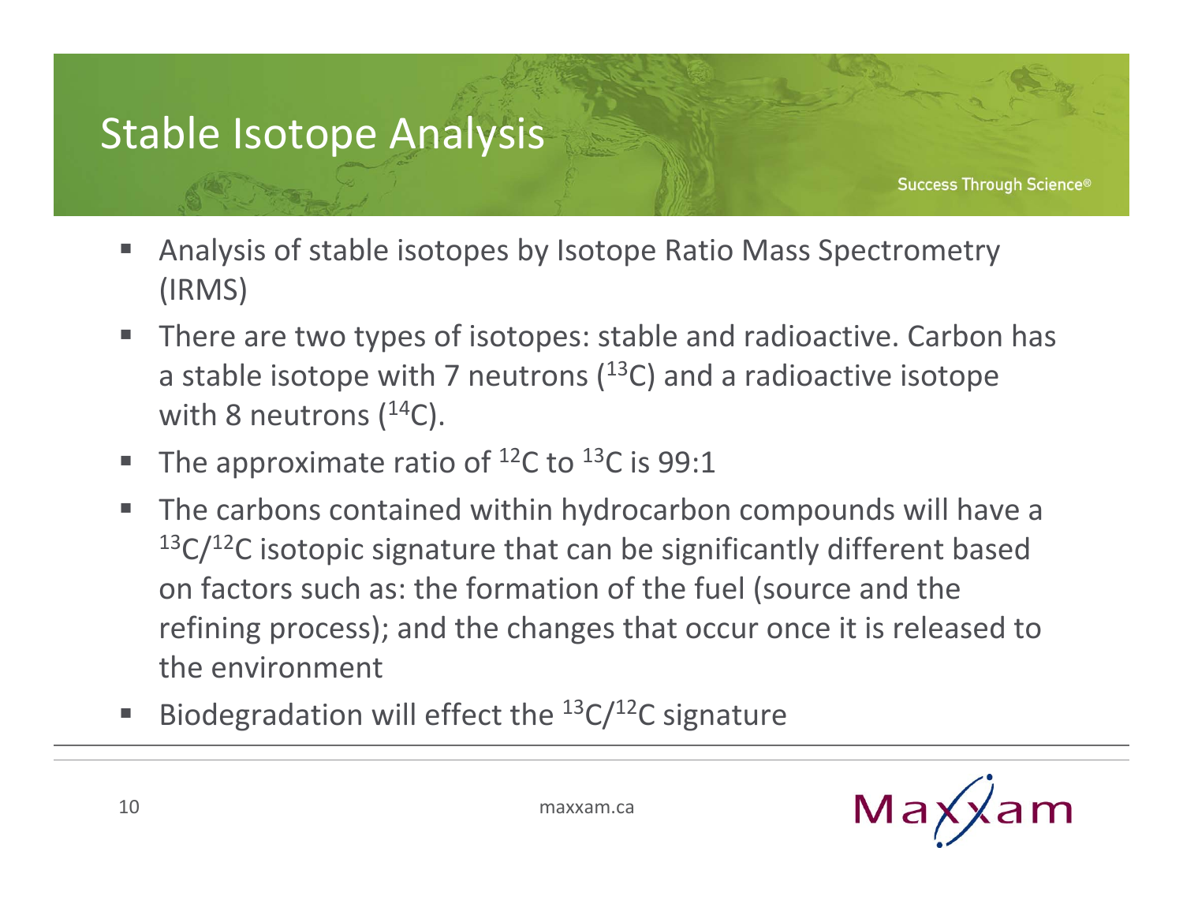# Stable Isotope Analysis

- Analysis of stable isotopes by Isotope Ratio Mass Spectrometry (IRMS)
- There are two types of isotopes: stable and radioactive. Carbon has a stable isotope with 7 neutrons ($^{13}C$) and a radioactive isotope with 8 neutrons ($^{14}C$).
- The approximate ratio of $^{12}C$ to $^{13}C$ is 99:1
- The carbons contained within hydrocarbon compounds will have a $^{13}C/^{12}C$ isotopic signature that can be significantly different based on factors such as: the formation of the fuel (source and the refining process); and the changes that occur once it is released to the environment
- Biodegradation will effect the $^{13}C/^{12}C$ signature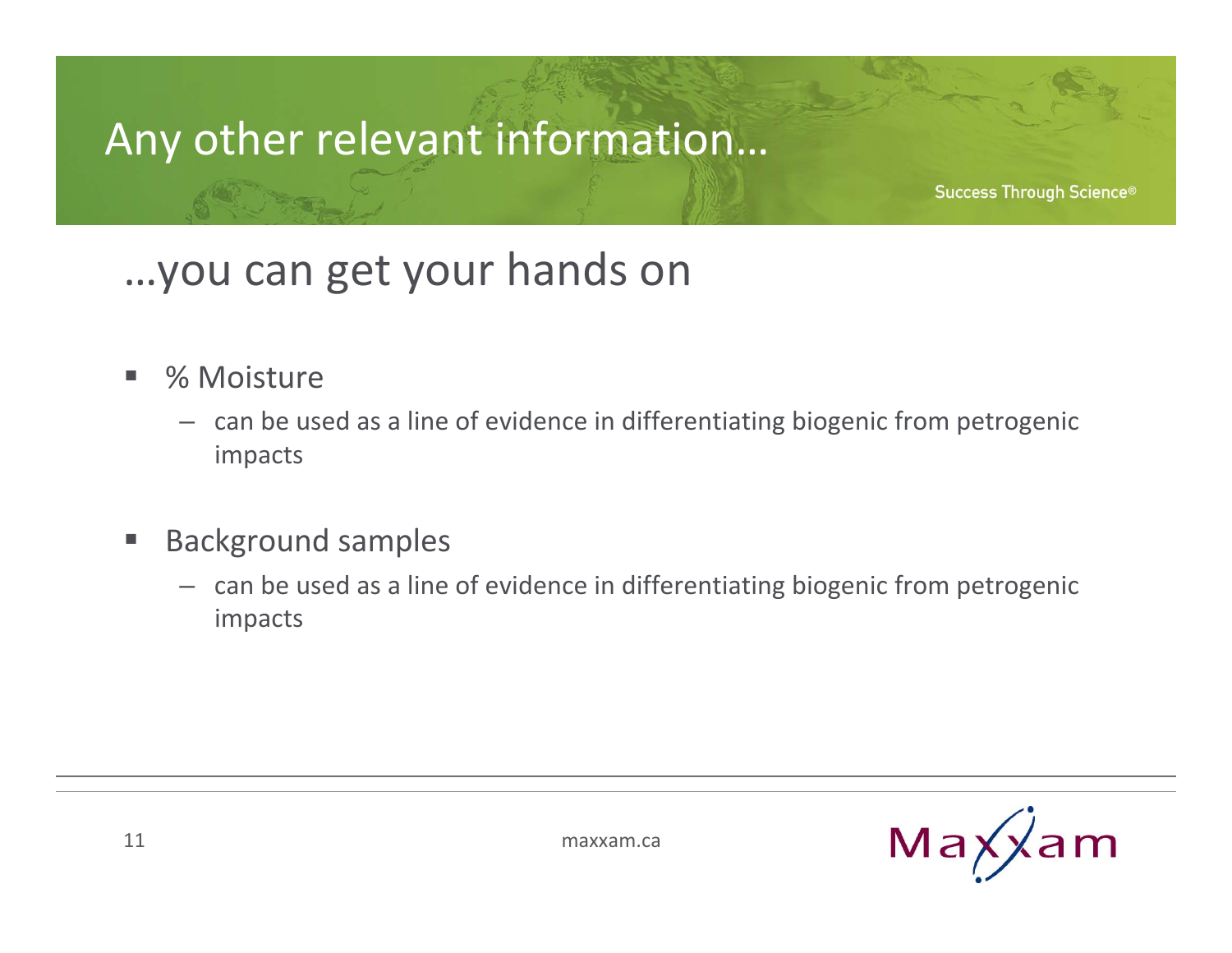# Any other relevant information…

## …you can get your hands on

- % Moisture
  - can be used as a line of evidence in differentiating biogenic from petrogenic impacts
- Background samples
  - can be used as a line of evidence in differentiating biogenic from petrogenic impacts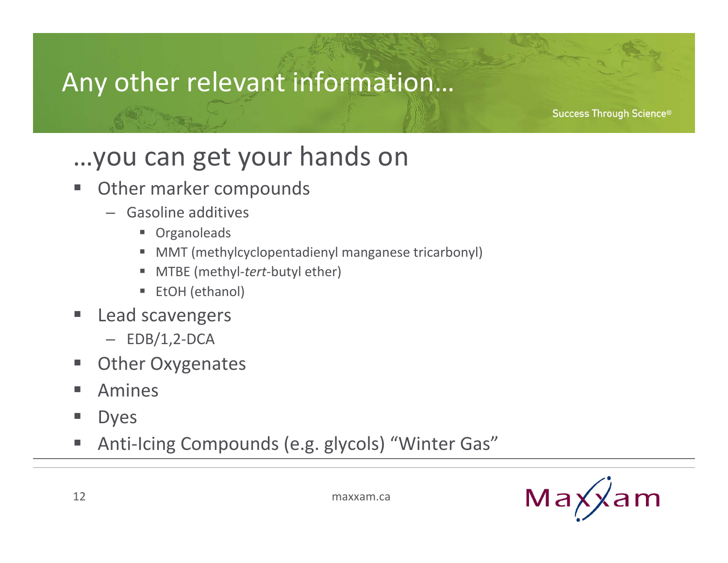# Any other relevant information…

Success Through Science®

## …you can get your hands on

- Other marker compounds
  - Gasoline additives
    - Organoleads
    - MMT (methylcyclopentadienyl manganese tricarbonyl)
    - MTBE (methyl-*tert*-butyl ether)
    - EtOH (ethanol)
- Lead scavengers
  - EDB/1,2-DCA
- Other Oxygenates
- Amines
- Dyes
- Anti-Icing Compounds (e.g. glycols) “Winter Gas”

maxxam.ca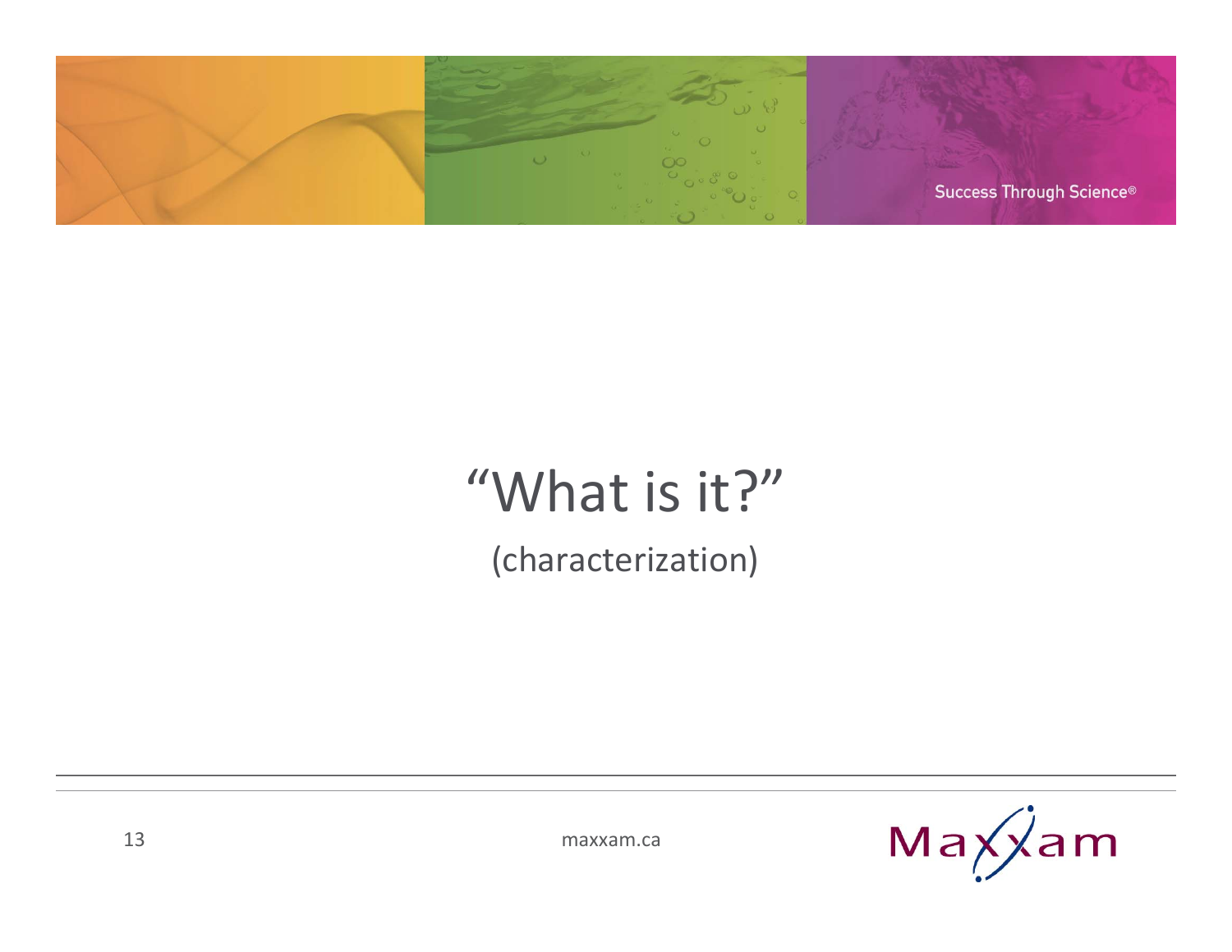# “What is it?”

(characterization)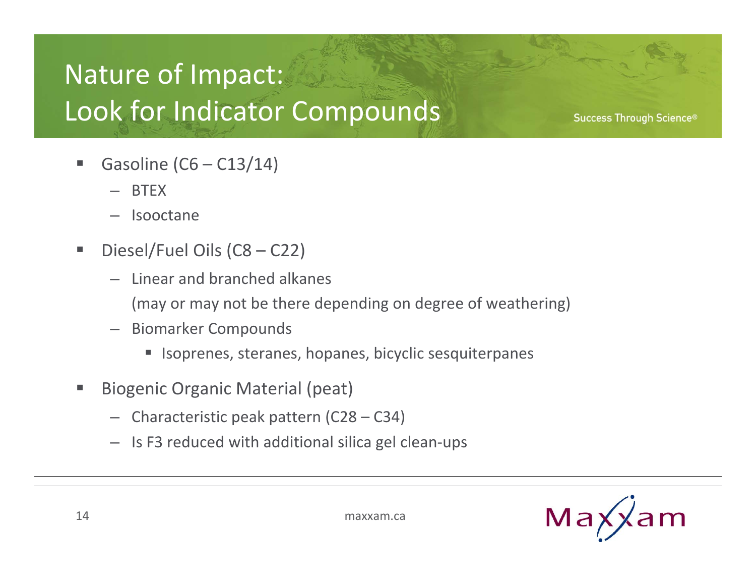# Nature of Impact: Look for Indicator Compounds

Success Through Science®

- Gasoline (C6 – C13/14)
  - BTEX
  - Isooctane
- Diesel/Fuel Oils (C8 – C22)
  - Linear and branched alkanes
    (may or may not be there depending on degree of weathering)
  - Biomarker Compounds
    - Isoprenes, steranes, hopanes, bicyclic sesquiterpanes
- Biogenic Organic Material (peat)
  - Characteristic peak pattern (C28 – C34)
  - Is F3 reduced with additional silica gel clean-ups

maxxam.ca

Maxxam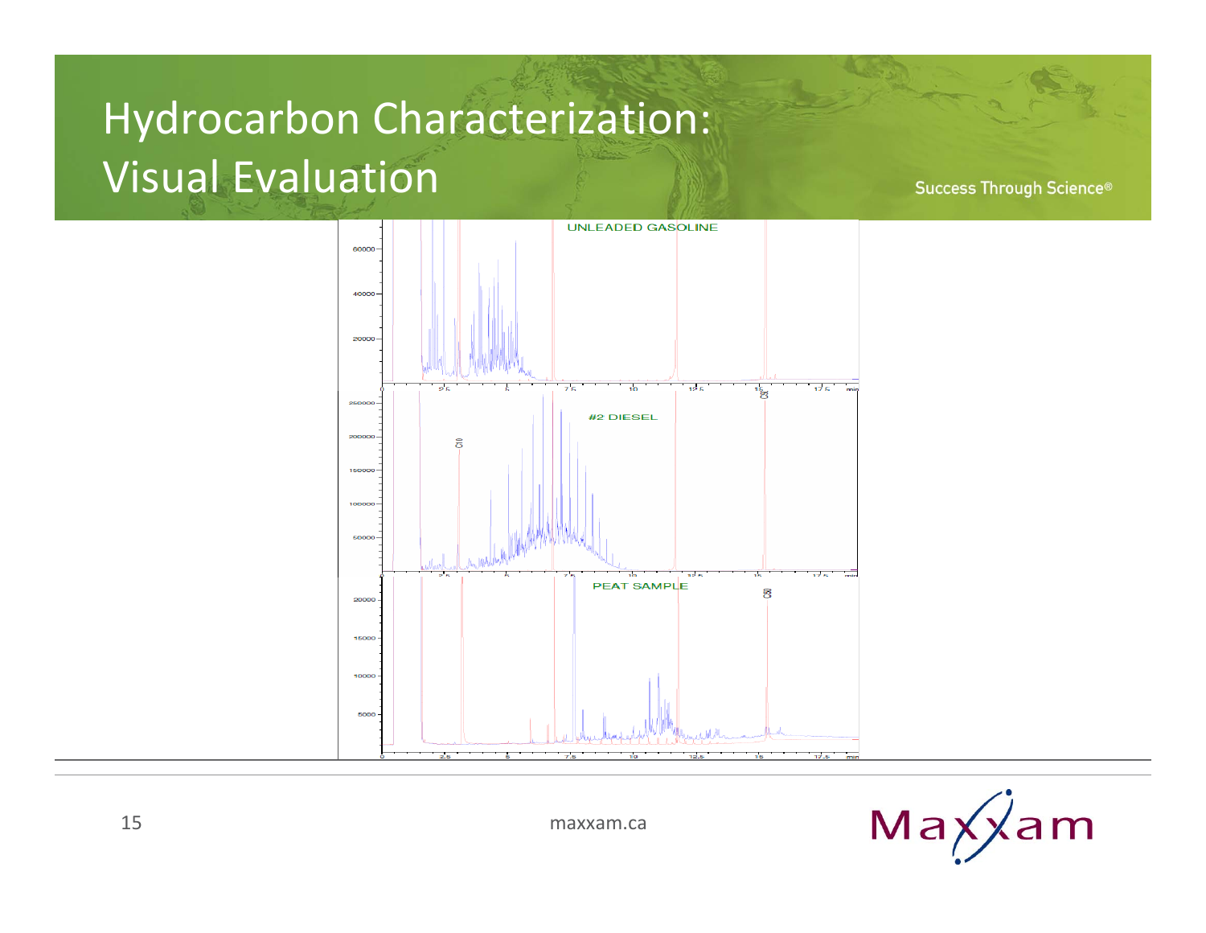# Hydrocarbon Characterization: Visual Evaluation

Success Through Science®

UNLEADED GASOLINE

#2 DIESEL

PEAT SAMPLE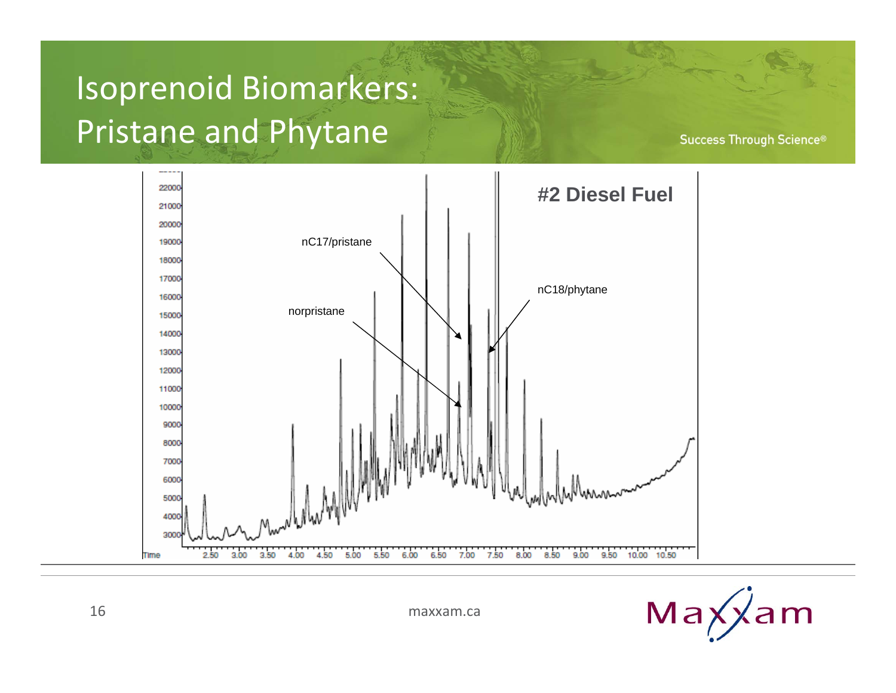# Isoprenoid Biomarkers: Pristane and Phytane

#2 Diesel Fuel

nC17/pristane

nC18/phytane

norpristane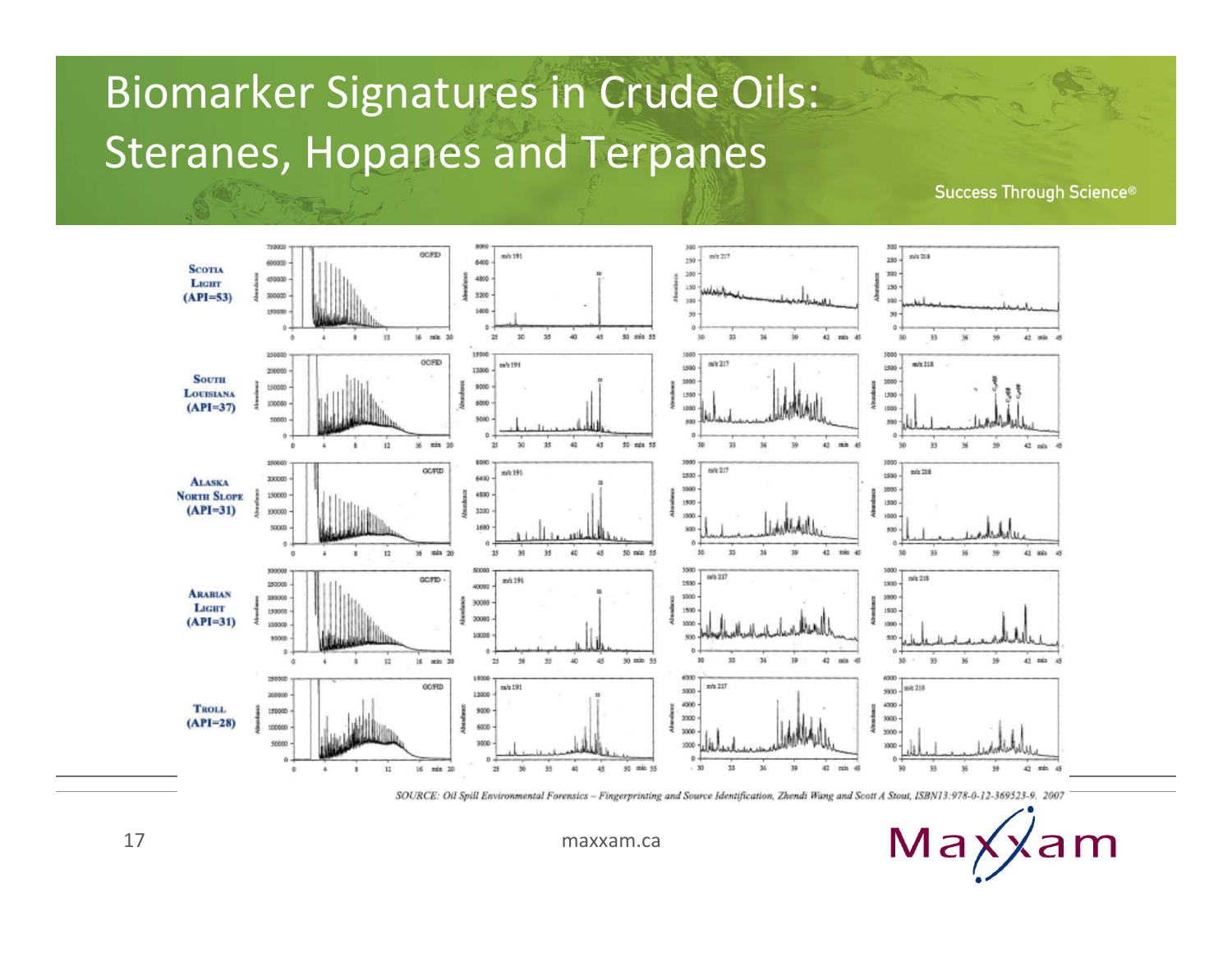# Biomarker Signatures in Crude Oils: Steranes, Hopanes and Terpanes

SOURCE: Oil Spill Environmental Forensics – Fingerprinting and Source Identification, Zhendi Wang and Scott A Stout, ISBN13:978-0-12-369523-9. 2007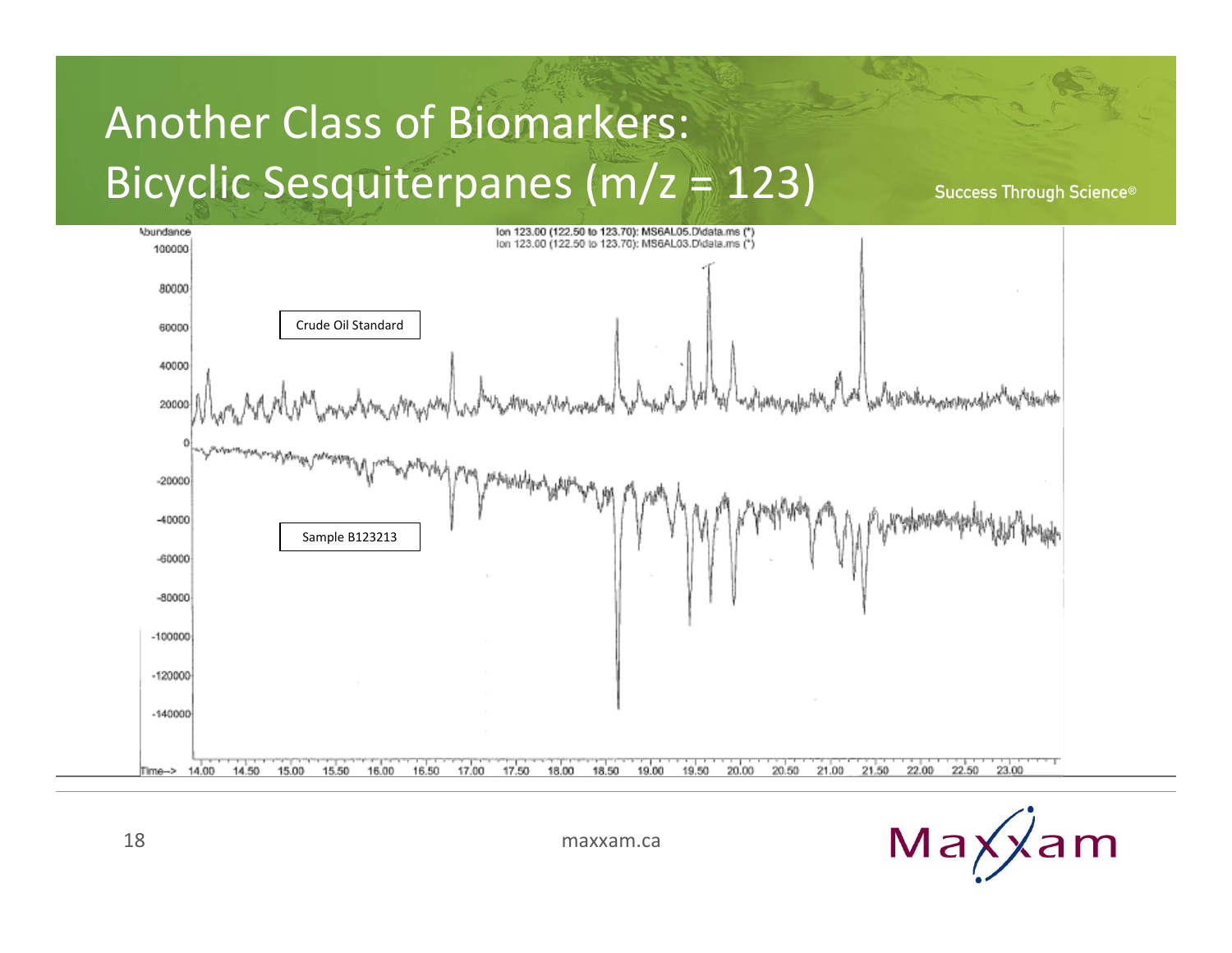# Another Class of Biomarkers: Bicyclic Sesquiterpanes (m/z = 123)

Ion 123.00 (122.50 to 123.70): MS6AL05.D\data.ms (*)
Ion 123.00 (122.50 to 123.70): MS6AL03.D\data.ms (*)

Crude Oil Standard

Sample B123213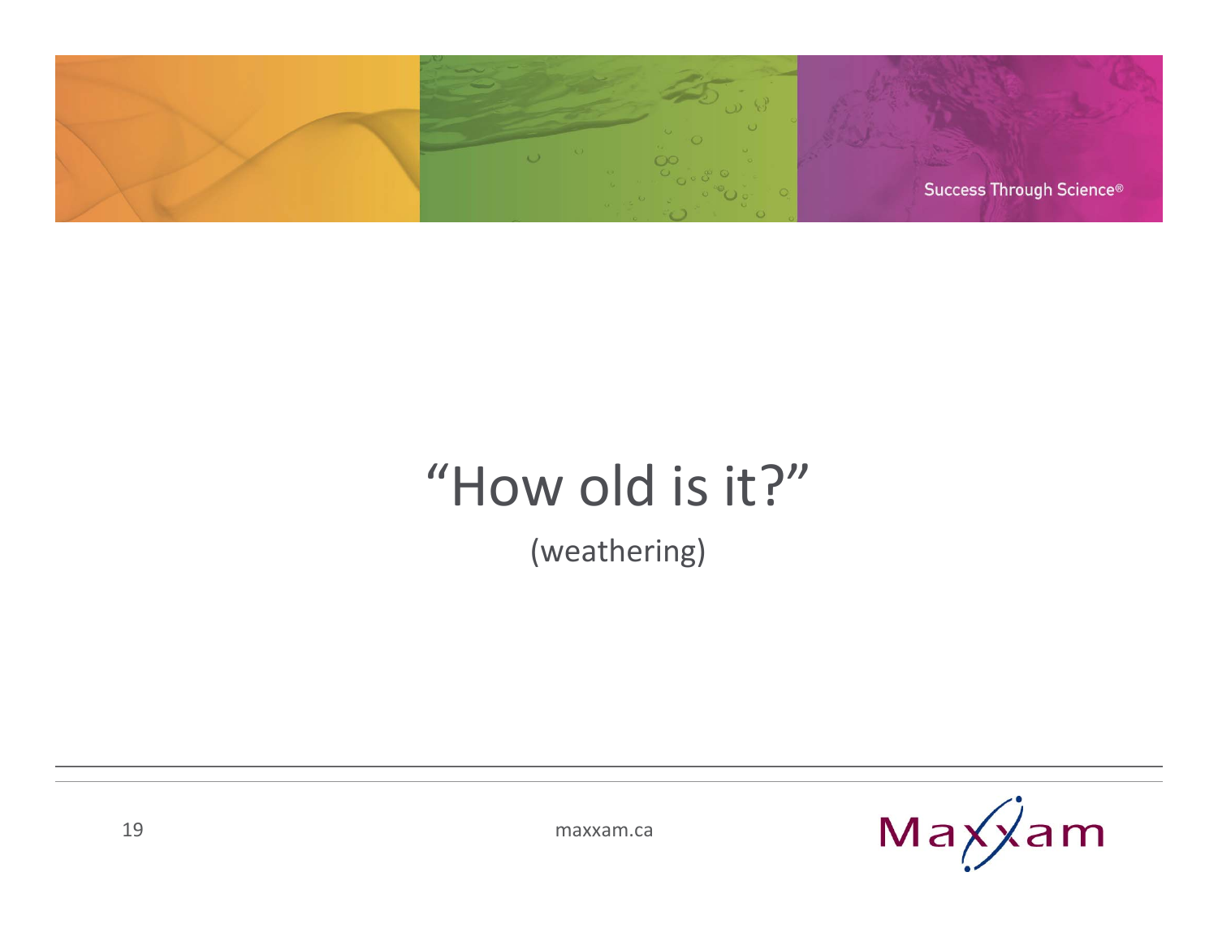# “How old is it?”

(weathering)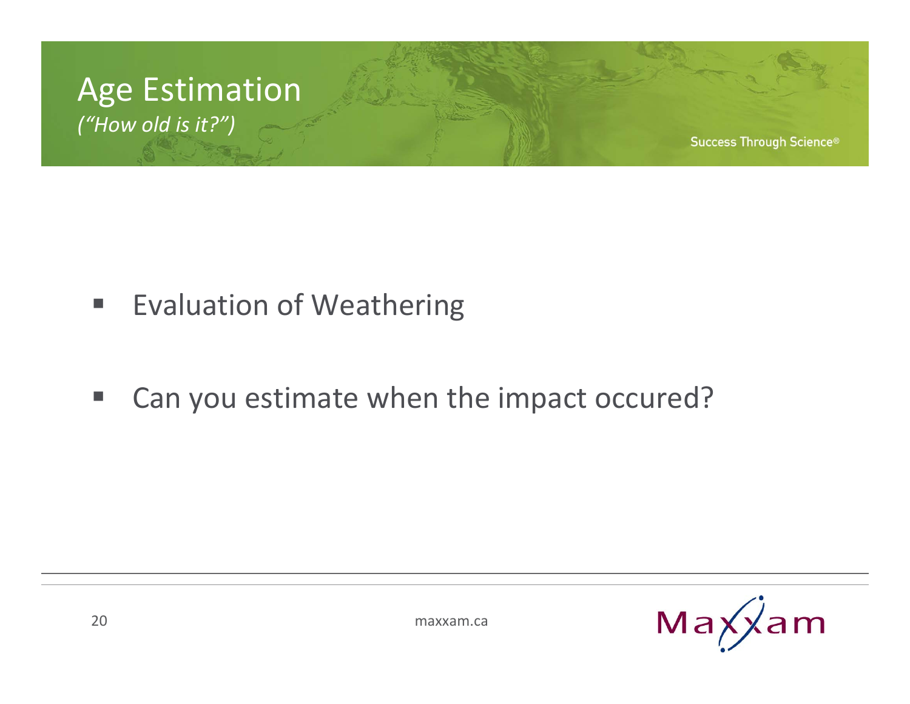# Age Estimation

*("How old is it?")*

- Evaluation of Weathering
- Can you estimate when the impact occured?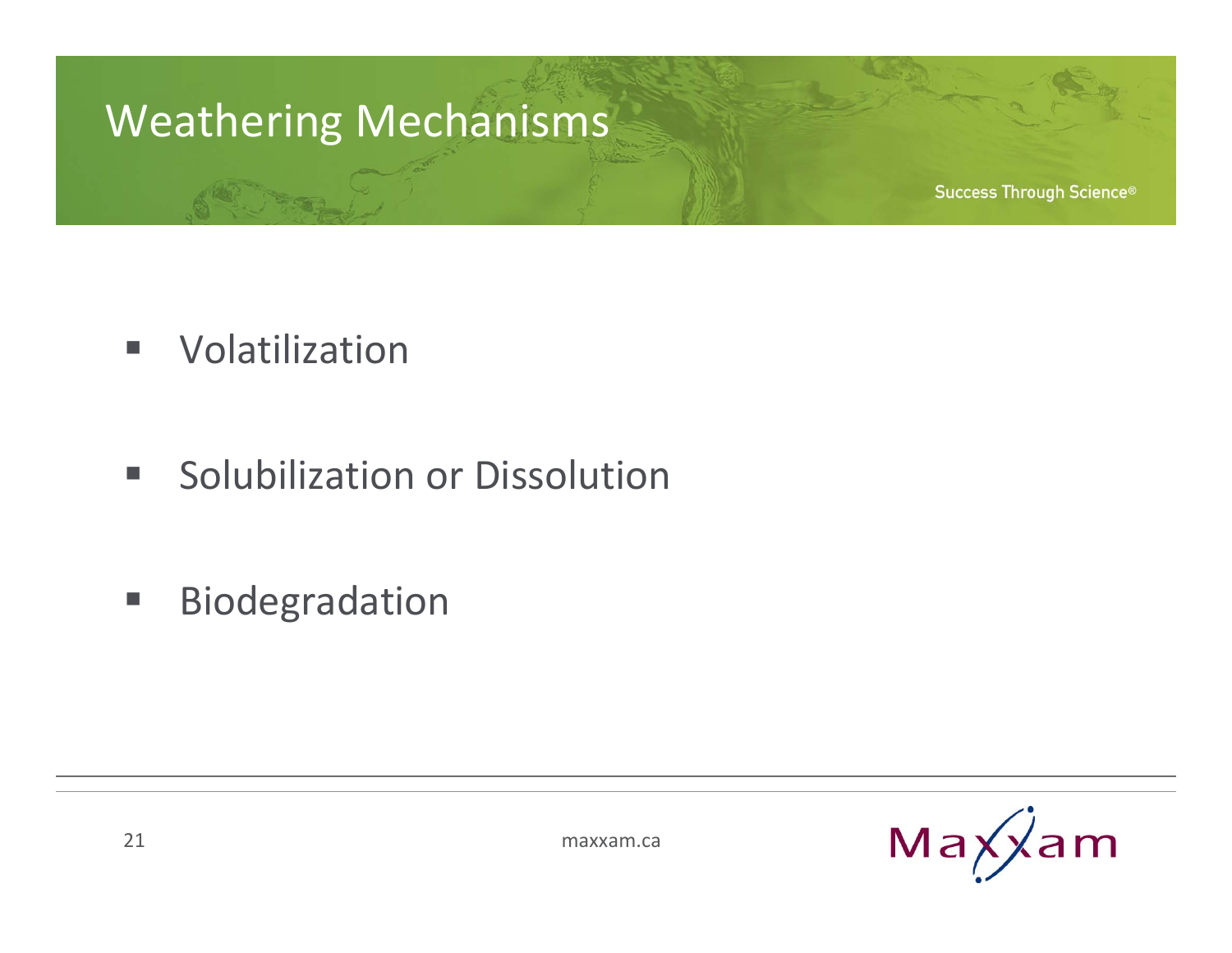# Weathering Mechanisms

- Volatilization
- Solubilization or Dissolution
- Biodegradation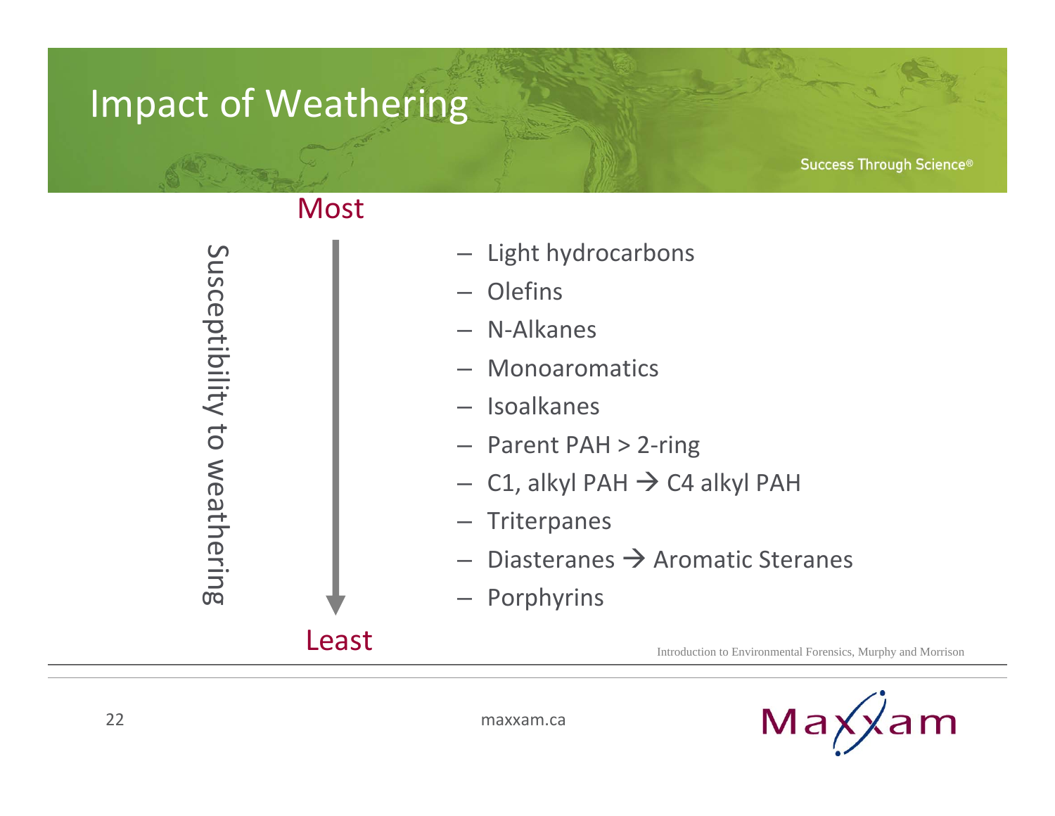# Impact of Weathering

Success Through Science®

**Susceptibility to weathering**

Most

- Light hydrocarbons
- Olefins
- N-Alkanes
- Monoaromatics
- Isoalkanes
- Parent PAH > 2-ring
- C1, alkyl PAH → C4 alkyl PAH
- Triterpanes
- Diasteranes → Aromatic Steranes
- Porphyrins

Least

Introduction to Environmental Forensics, Murphy and Morrison

maxxam.ca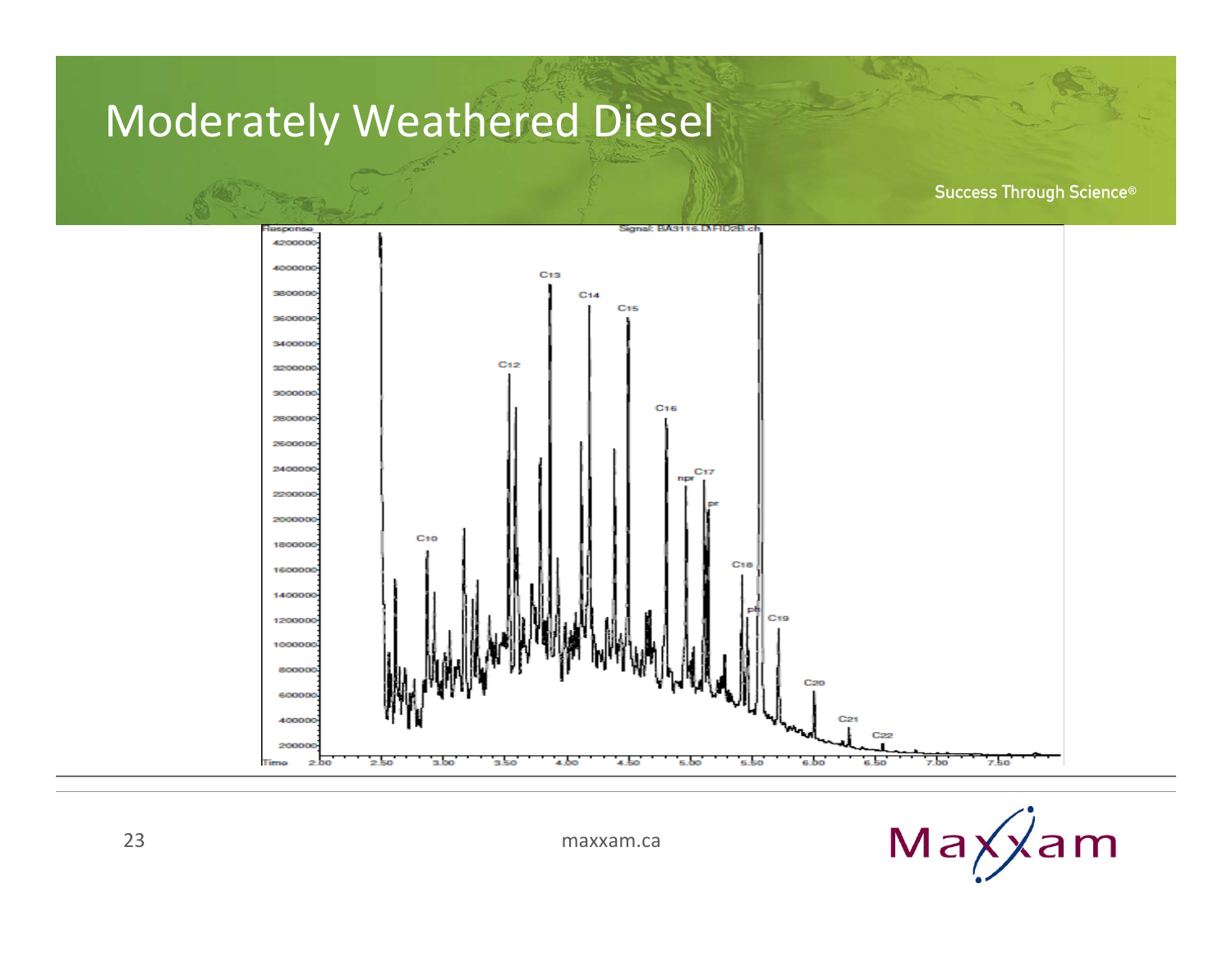# Moderately Weathered Diesel

Success Through Science®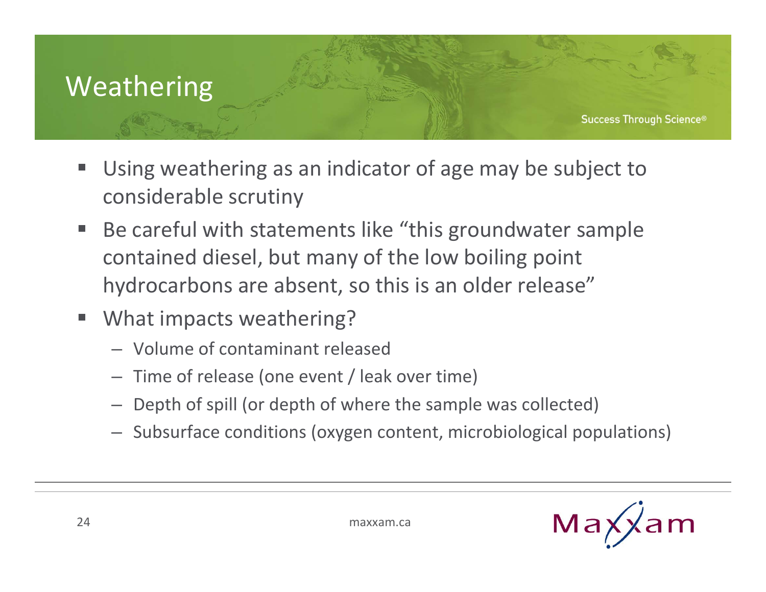# Weathering

- Using weathering as an indicator of age may be subject to considerable scrutiny
- Be careful with statements like "this groundwater sample contained diesel, but many of the low boiling point hydrocarbons are absent, so this is an older release"
- What impacts weathering?
  - Volume of contaminant released
  - Time of release (one event / leak over time)
  - Depth of spill (or depth of where the sample was collected)
  - Subsurface conditions (oxygen content, microbiological populations)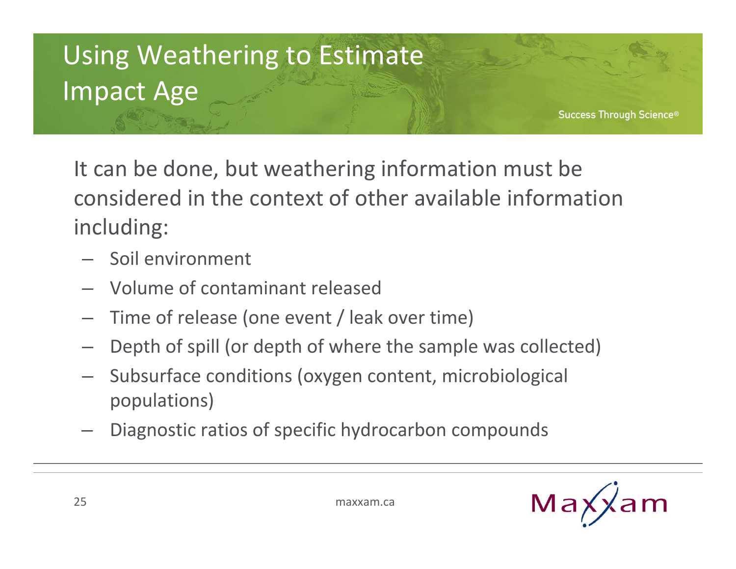# Using Weathering to Estimate Impact Age

It can be done, but weathering information must be considered in the context of other available information including:

- Soil environment
- Volume of contaminant released
- Time of release (one event / leak over time)
- Depth of spill (or depth of where the sample was collected)
- Subsurface conditions (oxygen content, microbiological populations)
- Diagnostic ratios of specific hydrocarbon compounds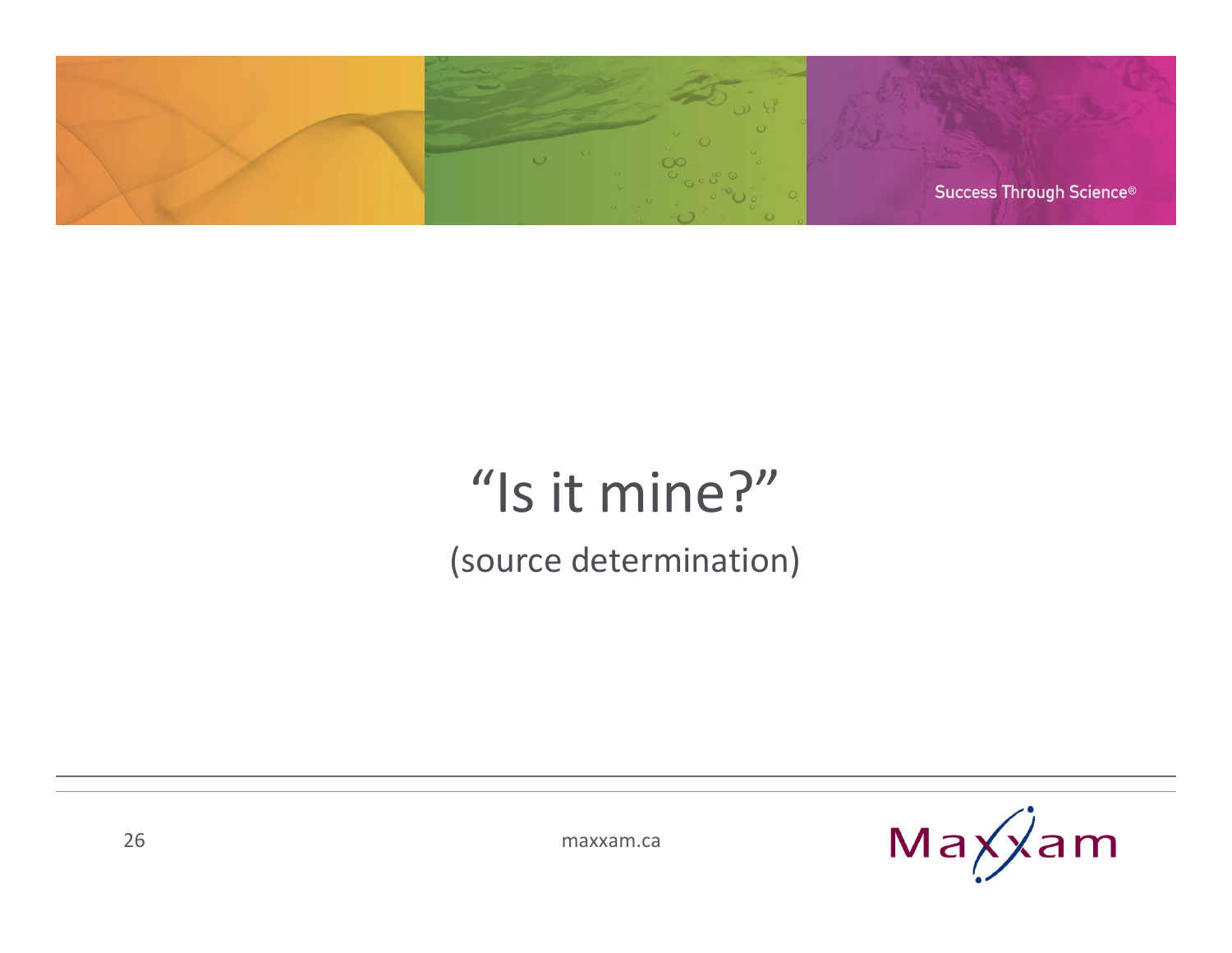# "Is it mine?"

(source determination)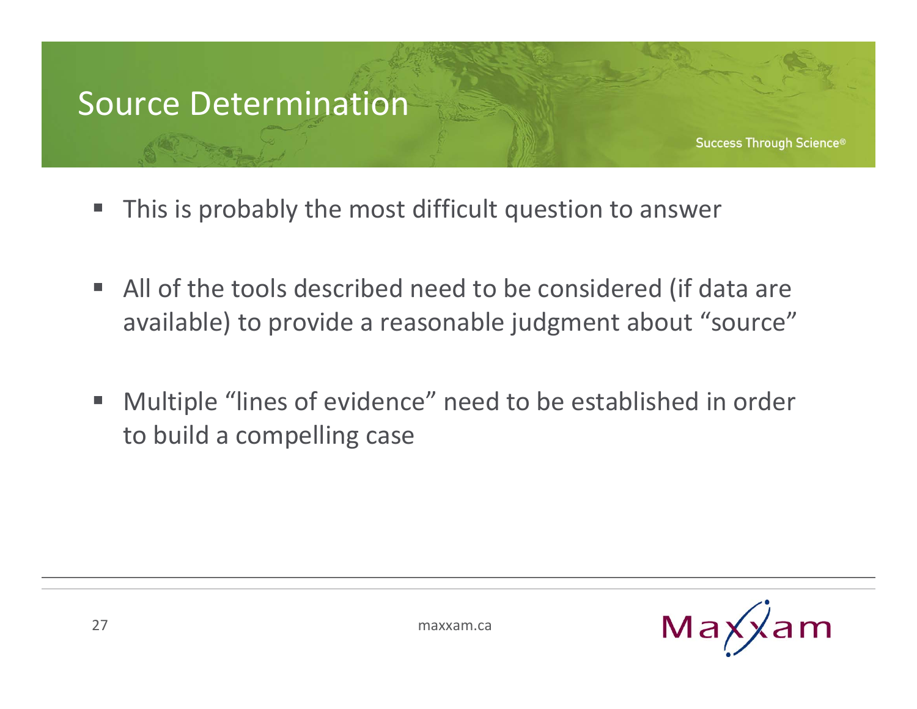# Source Determination

- This is probably the most difficult question to answer
- All of the tools described need to be considered (if data are available) to provide a reasonable judgment about "source"
- Multiple "lines of evidence" need to be established in order to build a compelling case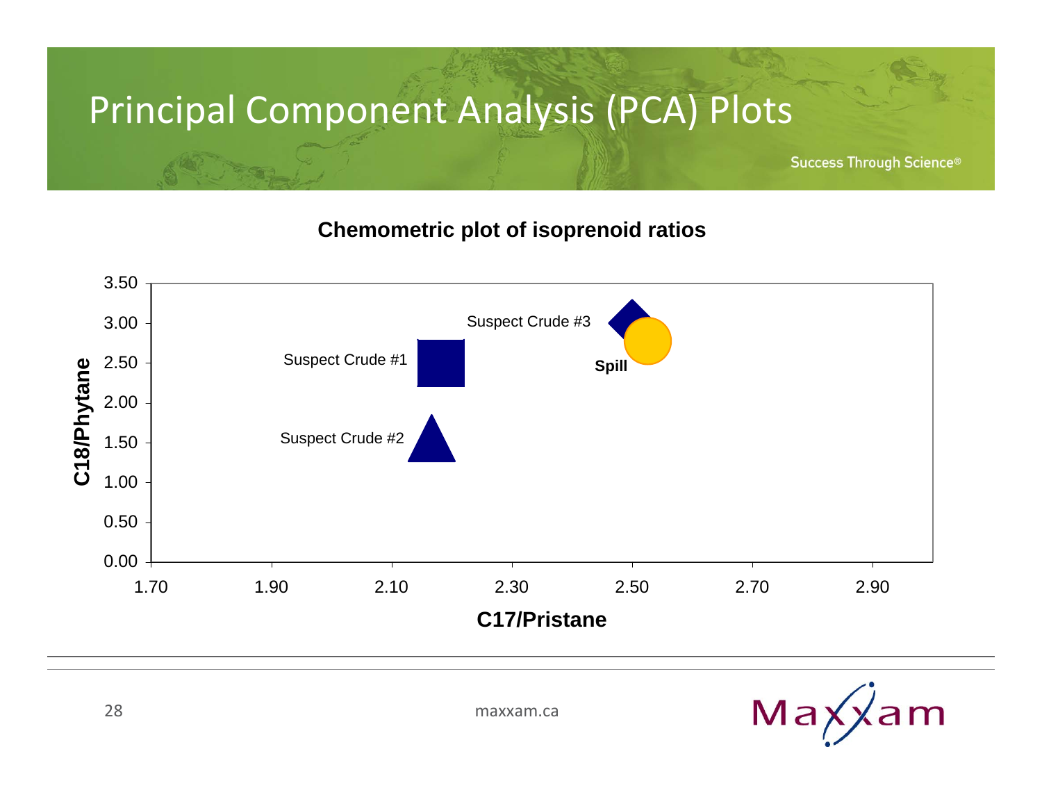# Principal Component Analysis (PCA) Plots

Success Through Science®

**Chemometric plot of isoprenoid ratios**

| | C17/Pristane | C18/Phytane |
|---|---|---|
| Suspect Crude #1 | ~2.18 | ~2.50 |
| Suspect Crude #2 | ~2.17 | ~1.55 |
| Suspect Crude #3 | ~2.50 | ~3.00 |
| **Spill** | ~2.52 | ~2.78 |

Y-axis: **C18/Phytane** (0.00–3.50)

X-axis: **C17/Pristane** (1.70–2.90)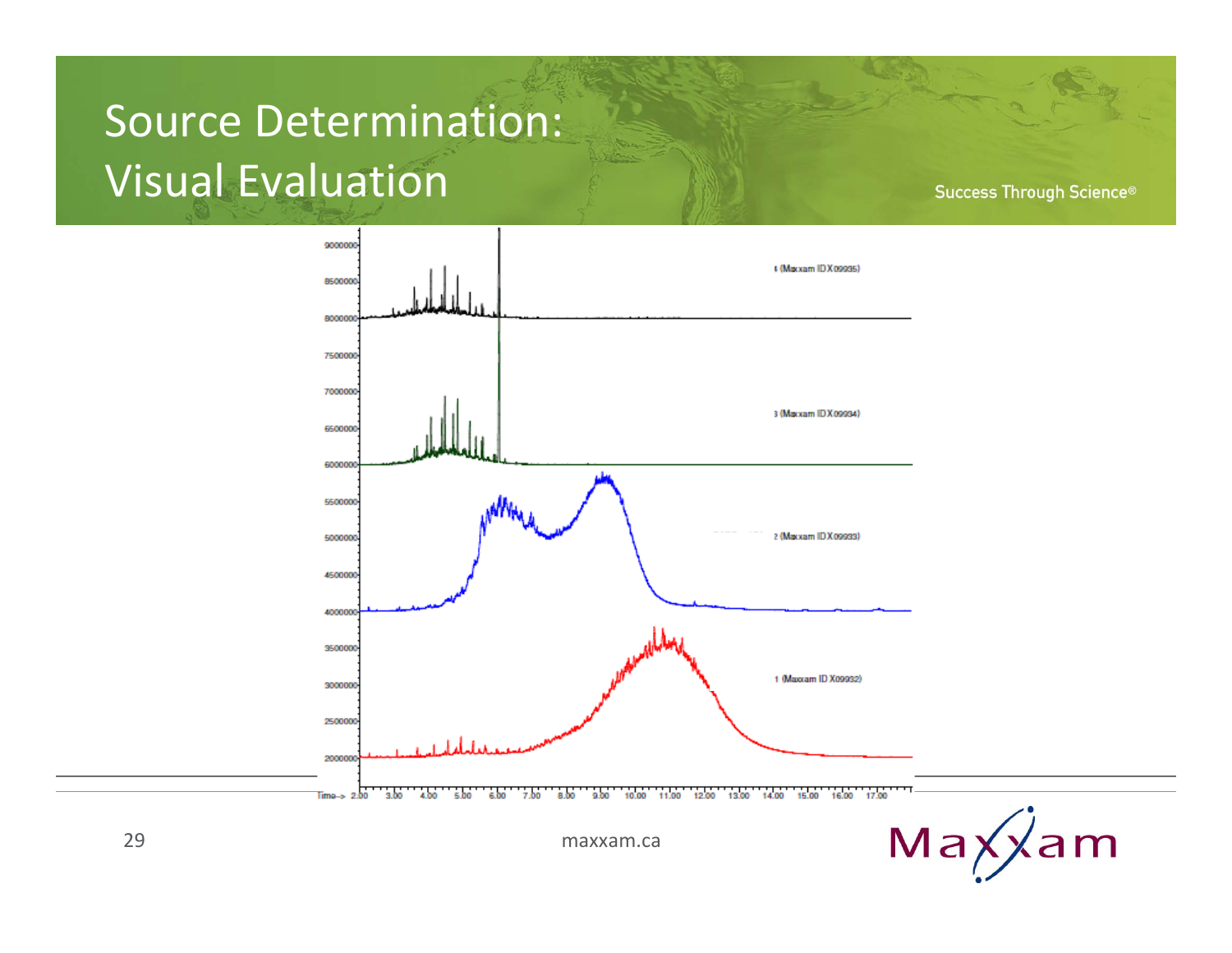# Source Determination: Visual Evaluation

Success Through Science®

4 (Maxxam ID X09935)

3 (Maxxam ID X09934)

2 (Maxxam ID X09933)

1 (Maxxam ID X09932)

Time--> 2.00 3.00 4.00 5.00 6.00 7.00 8.00 9.00 10.00 11.00 12.00 13.00 14.00 15.00 16.00 17.00

maxxam.ca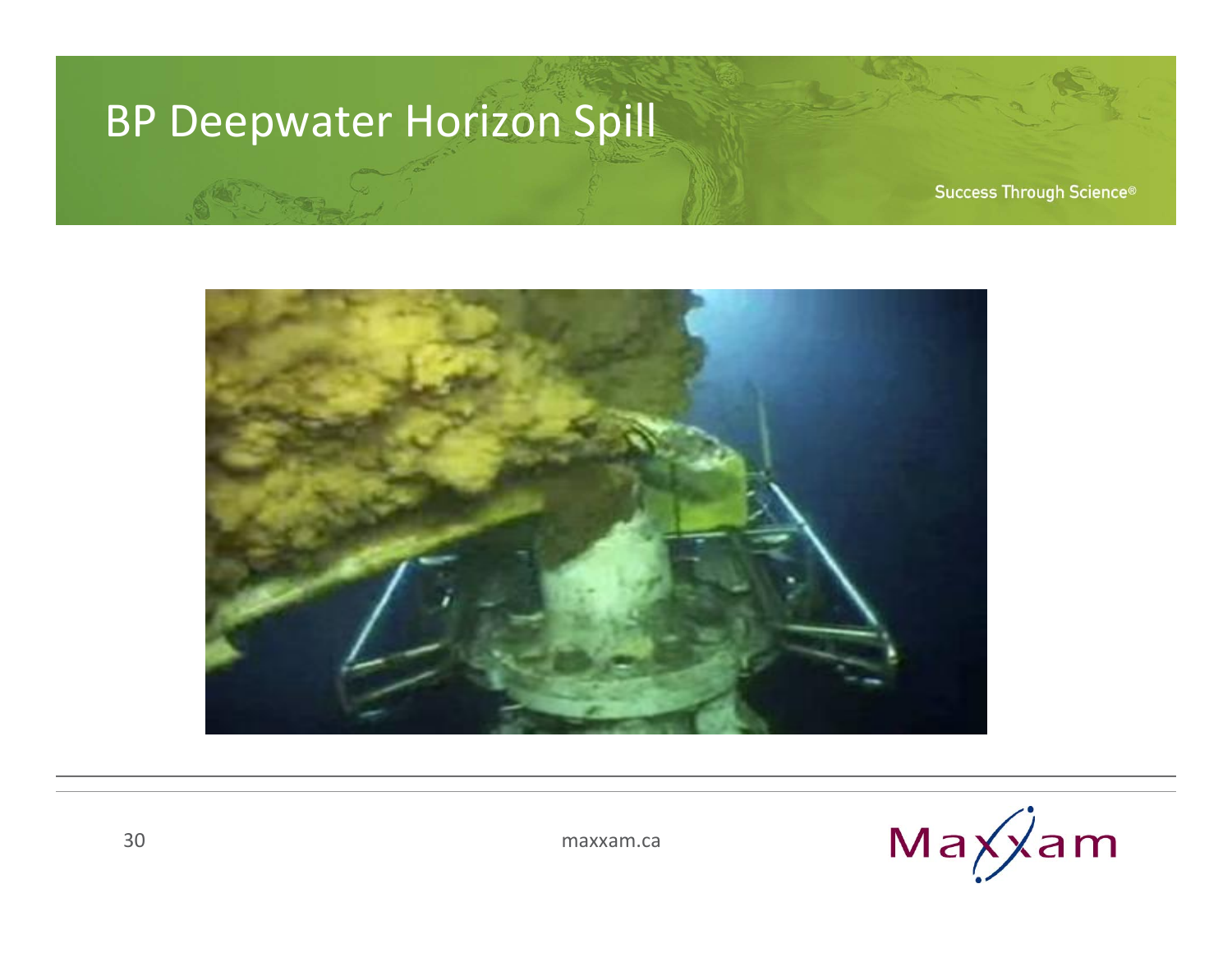# BP Deepwater Horizon Spill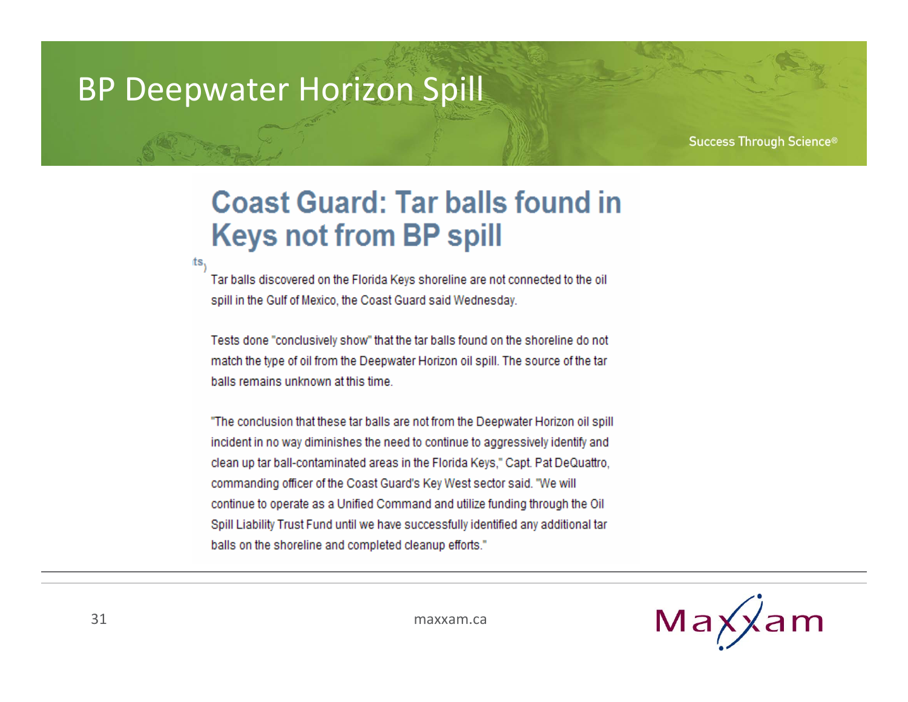# BP Deepwater Horizon Spill

## Coast Guard: Tar balls found in Keys not from BP spill

Tar balls discovered on the Florida Keys shoreline are not connected to the oil spill in the Gulf of Mexico, the Coast Guard said Wednesday.

Tests done "conclusively show" that the tar balls found on the shoreline do not match the type of oil from the Deepwater Horizon oil spill. The source of the tar balls remains unknown at this time.

"The conclusion that these tar balls are not from the Deepwater Horizon oil spill incident in no way diminishes the need to continue to aggressively identify and clean up tar ball-contaminated areas in the Florida Keys," Capt. Pat DeQuattro, commanding officer of the Coast Guard's Key West sector said. "We will continue to operate as a Unified Command and utilize funding through the Oil Spill Liability Trust Fund until we have successfully identified any additional tar balls on the shoreline and completed cleanup efforts."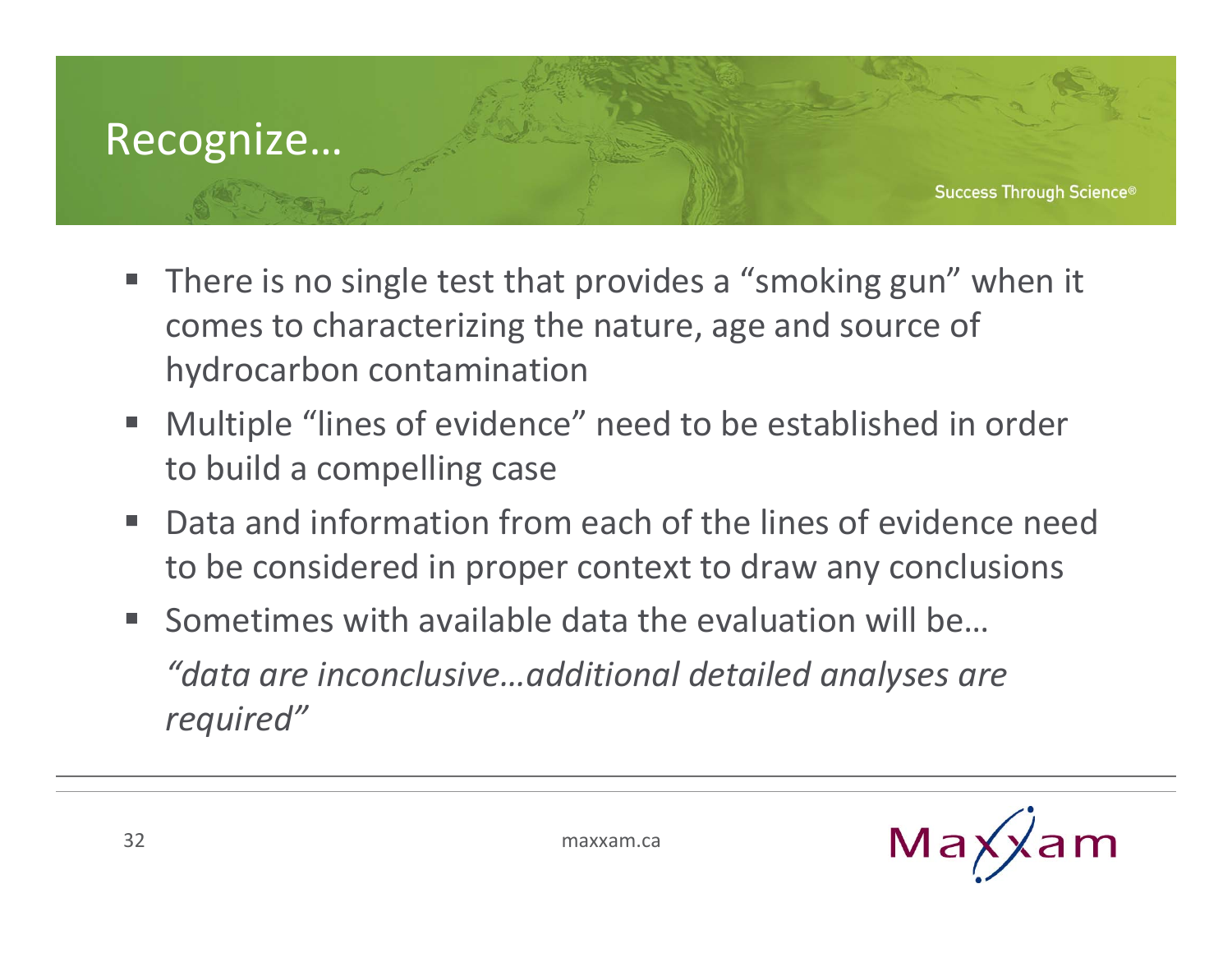# Recognize…

- There is no single test that provides a "smoking gun" when it comes to characterizing the nature, age and source of hydrocarbon contamination
- Multiple "lines of evidence" need to be established in order to build a compelling case
- Data and information from each of the lines of evidence need to be considered in proper context to draw any conclusions
- Sometimes with available data the evaluation will be…
  *"data are inconclusive…additional detailed analyses are required"*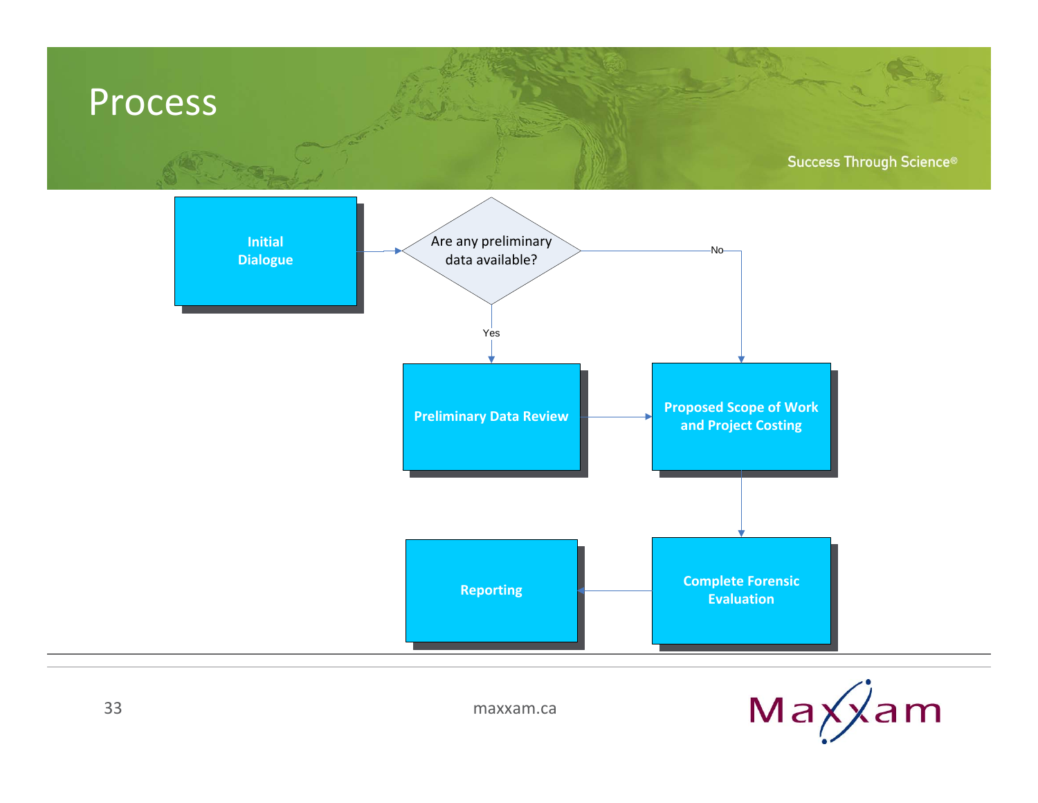# Process

Success Through Science®

Initial Dialogue

Are any preliminary data available?

Yes

No

Preliminary Data Review

Proposed Scope of Work and Project Costing

Complete Forensic Evaluation

Reporting

maxxam.ca

Maxxam